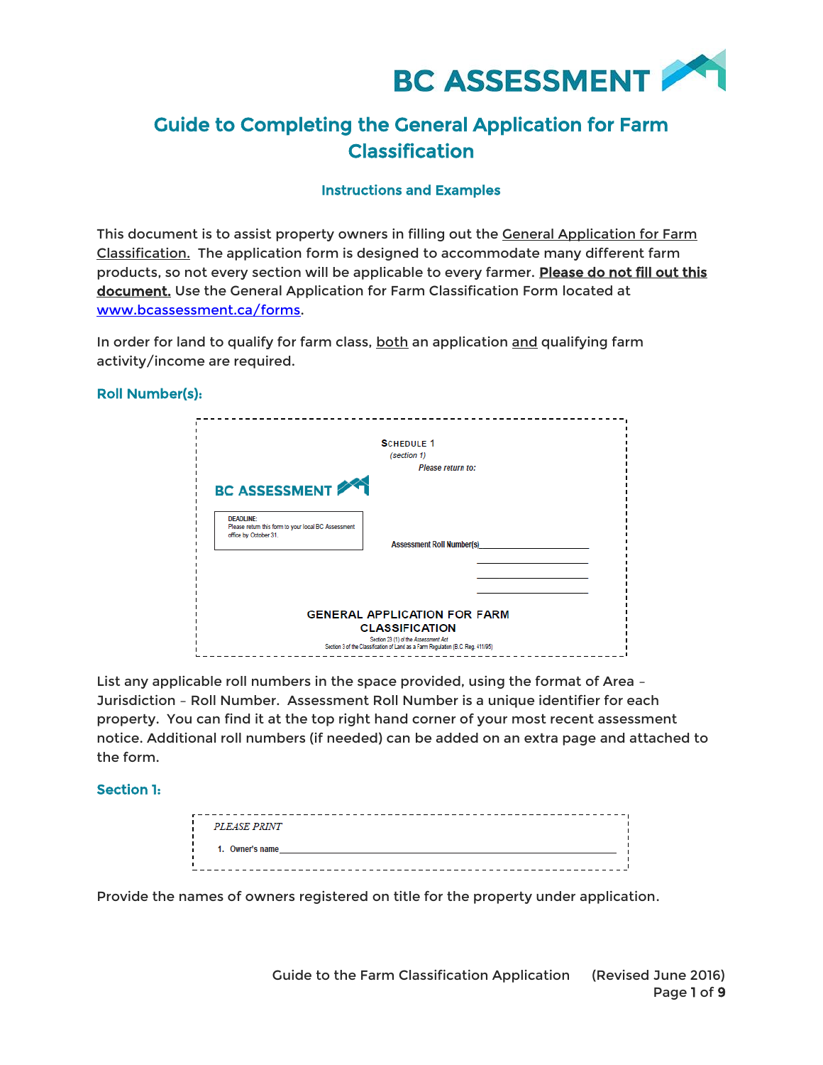BC ASSESSMENT

# Guide to Completing the General Application for Farm Classification

### Instructions and Examples

This document is to assist property owners in filling out the General Application for Farm Classification. The application form is designed to accommodate many different farm products, so not every section will be applicable to every farmer. **Please do not fill out this document.** Use the General Application for Farm Classification Form located at www.bcassessment.ca/forms.

In order for land to qualify for farm class, both an application and qualifying farm activity/income are required.

## Roll Number(s):

SCHEDULE 1
(section 1)
Please return to:

BC ASSESSMENT

DEADLINE:
Please return this form to your local BC Assessment office by October 31.

Assessment Roll Number(s)\_\_\_\_\_\_\_\_\_\_\_\_\_\_\_\_\_\_\_\_

GENERAL APPLICATION FOR FARM CLASSIFICATION
Section 23 (1) of the Assessment Act
Section 3 of the Classification of Land as a Farm Regulation (B.C. Reg. 411/95)

List any applicable roll numbers in the space provided, using the format of Area – Jurisdiction – Roll Number. Assessment Roll Number is a unique identifier for each property. You can find it at the top right hand corner of your most recent assessment notice. Additional roll numbers (if needed) can be added on an extra page and attached to the form.

## Section 1:

*PLEASE PRINT*

1. Owner's name\_\_\_\_\_\_\_\_\_\_\_\_\_\_\_\_\_\_\_\_\_\_\_\_\_\_\_\_\_\_\_\_\_\_\_\_\_\_\_\_\_\_

Provide the names of owners registered on title for the property under application.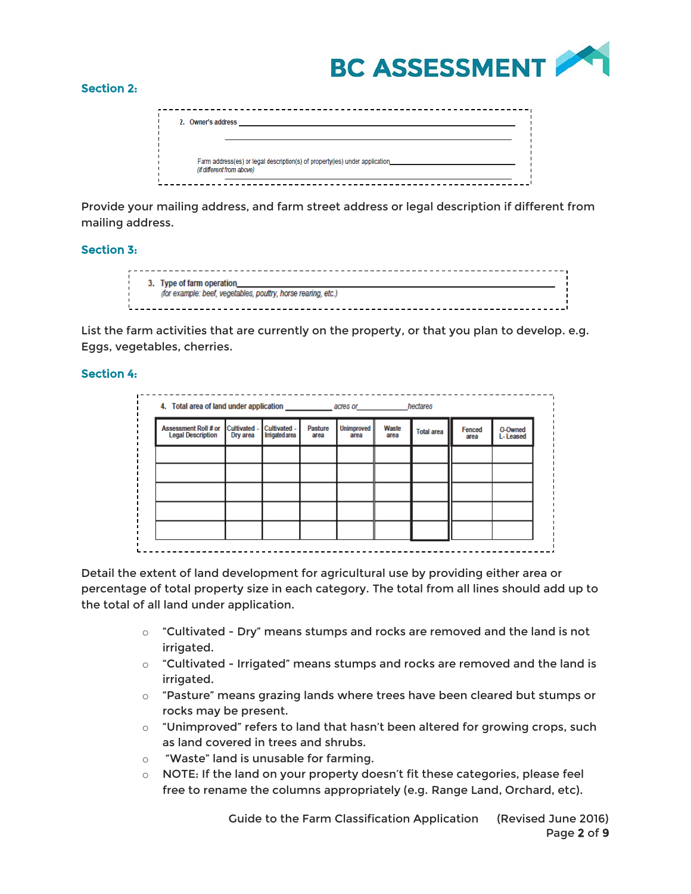## Section 2:

2. Owner's address ______________________________

______________________________

Farm address(es) or legal description(s) of property(ies) under application ______________________________
*(if different from above)*

______________________________

Provide your mailing address, and farm street address or legal description if different from mailing address.

## Section 3:

3. Type of farm operation ______________________________
*(for example: beef, vegetables, poultry, horse rearing, etc.)*

List the farm activities that are currently on the property, or that you plan to develop. e.g. Eggs, vegetables, cherries.

## Section 4:

4. Total area of land under application __________ *acres or* __________ *hectares*

| Assessment Roll # or Legal Description | Cultivated - Dry area | Cultivated - Irrigated area | Pasture area | Unimproved area | Waste area | Total area | Fenced area | O-Owned L-Leased |
|---|---|---|---|---|---|---|---|---|
| | | | | | | | | |
| | | | | | | | | |
| | | | | | | | | |
| | | | | | | | | |
| | | | | | | | | |

Detail the extent of land development for agricultural use by providing either area or percentage of total property size in each category. The total from all lines should add up to the total of all land under application.

- "Cultivated - Dry" means stumps and rocks are removed and the land is not irrigated.
- "Cultivated - Irrigated" means stumps and rocks are removed and the land is irrigated.
- "Pasture" means grazing lands where trees have been cleared but stumps or rocks may be present.
- "Unimproved" refers to land that hasn't been altered for growing crops, such as land covered in trees and shrubs.
- "Waste" land is unusable for farming.
- NOTE: If the land on your property doesn't fit these categories, please feel free to rename the columns appropriately (e.g. Range Land, Orchard, etc).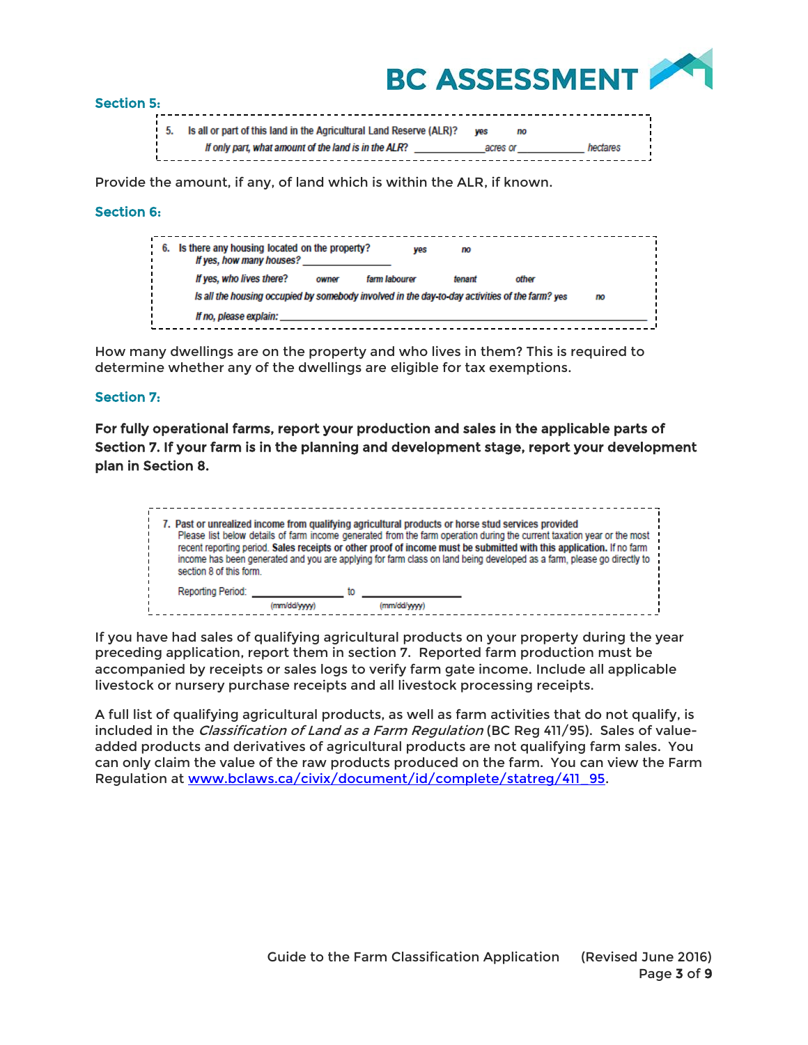### Section 5:

> 5. Is all or part of this land in the Agricultural Land Reserve (ALR)? *yes* *no*
>
> *If only part, what amount of the land is in the ALR?* ____________*acres or* ____________ *hectares*

Provide the amount, if any, of land which is within the ALR, if known.

### Section 6:

> 6. Is there any housing located on the property? *yes* *no*
>
> *If yes, how many houses?* ____________
>
> *If yes, who lives there?* *owner* *farm labourer* *tenant* *other*
>
> *Is all the housing occupied by somebody involved in the day-to-day activities of the farm? yes* *no*
>
> *If no, please explain:* ____________________________________________

How many dwellings are on the property and who lives in them? This is required to determine whether any of the dwellings are eligible for tax exemptions.

### Section 7:

**For fully operational farms, report your production and sales in the applicable parts of Section 7. If your farm is in the planning and development stage, report your development plan in Section 8.**

> 7. Past or unrealized income from qualifying agricultural products or horse stud services provided
>
> Please list below details of farm income generated from the farm operation during the current taxation year or the most recent reporting period. **Sales receipts or other proof of income must be submitted with this application.** If no farm income has been generated and you are applying for farm class on land being developed as a farm, please go directly to section 8 of this form.
>
> Reporting Period: ____________ to ____________
> (mm/dd/yyyy) (mm/dd/yyyy)

If you have had sales of qualifying agricultural products on your property during the year preceding application, report them in section 7. Reported farm production must be accompanied by receipts or sales logs to verify farm gate income. Include all applicable livestock or nursery purchase receipts and all livestock processing receipts.

A full list of qualifying agricultural products, as well as farm activities that do not qualify, is included in the *Classification of Land as a Farm Regulation* (BC Reg 411/95). Sales of value-added products and derivatives of agricultural products are not qualifying farm sales. You can only claim the value of the raw products produced on the farm. You can view the Farm Regulation at www.bclaws.ca/civix/document/id/complete/statreg/411_95.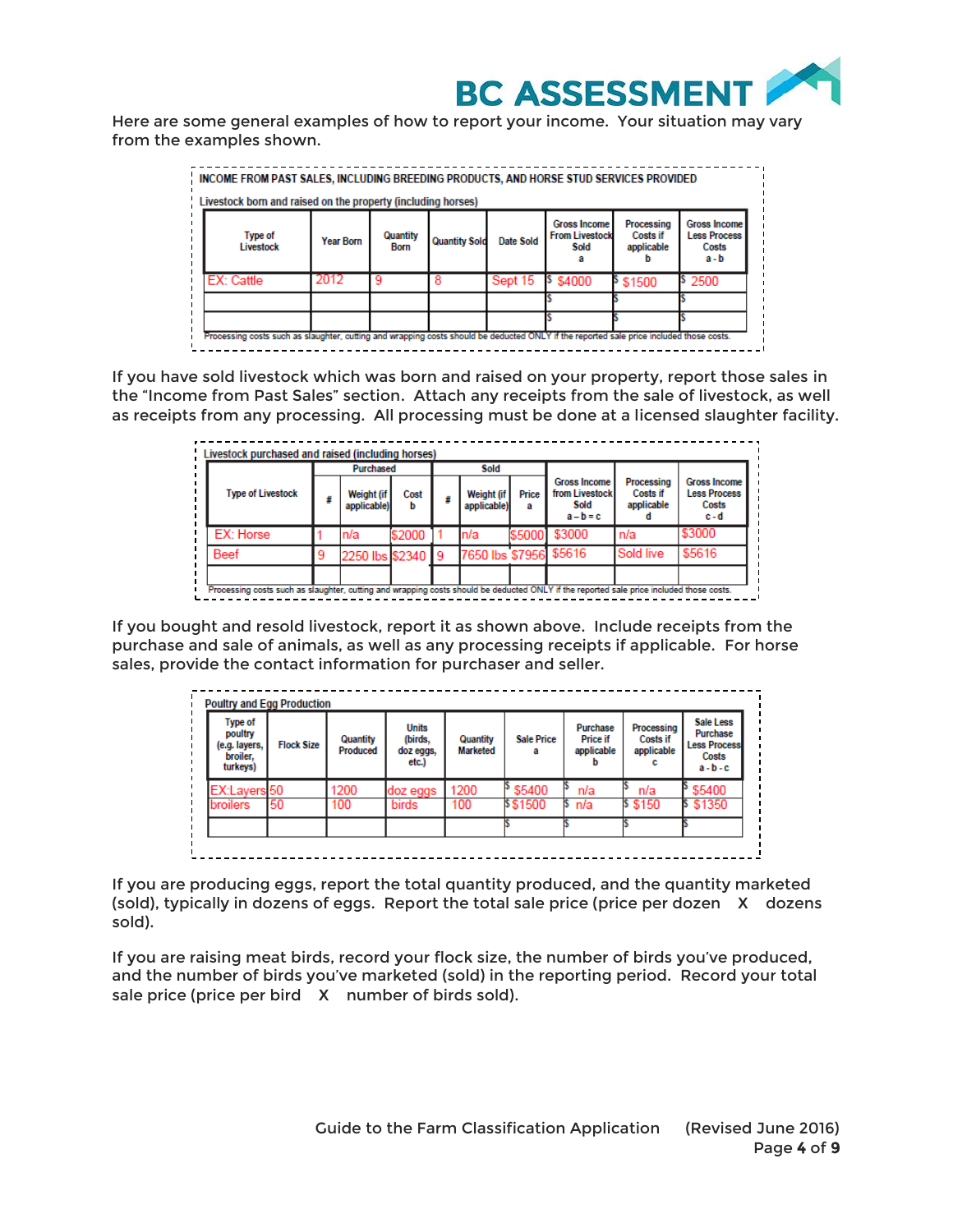Here are some general examples of how to report your income. Your situation may vary from the examples shown.

**INCOME FROM PAST SALES, INCLUDING BREEDING PRODUCTS, AND HORSE STUD SERVICES PROVIDED**

Livestock born and raised on the property (including horses)

| Type of Livestock | Year Born | Quantity Born | Quantity Sold | Date Sold | Gross Income From Livestock Sold a | Processing Costs if applicable b | Gross Income Less Process Costs a - b |
|---|---|---|---|---|---|---|---|
| EX: Cattle | 2012 | 9 | 8 | Sept 15 | $ $4000 | $ $1500 | $ 2500 |
| | | | | | $ | $ | $ |
| | | | | | $ | $ | $ |

Processing costs such as slaughter, cutting and wrapping costs should be deducted ONLY if the reported sale price included those costs.

If you have sold livestock which was born and raised on your property, report those sales in the "Income from Past Sales" section. Attach any receipts from the sale of livestock, as well as receipts from any processing. All processing must be done at a licensed slaughter facility.

Livestock purchased and raised (including horses)

| Type of Livestock | Purchased | | | Sold | | | Gross Income from Livestock Sold a – b = c | Processing Costs if applicable d | Gross Income Less Process Costs c - d |
|---|---|---|---|---|---|---|---|---|---|
| | # | Weight (if applicable) | Cost b | # | Weight (if applicable) | Price a | | | |
| EX: Horse | 1 | n/a | $2000 | 1 | n/a | $5000 | $3000 | n/a | $3000 |
| Beef | 9 | 2250 lbs | $2340 | 9 | 7650 lbs | $7956 | $5616 | Sold live | $5616 |
| | | | | | | | | | |

Processing costs such as slaughter, cutting and wrapping costs should be deducted ONLY if the reported sale price included those costs.

If you bought and resold livestock, report it as shown above. Include receipts from the purchase and sale of animals, as well as any processing receipts if applicable. For horse sales, provide the contact information for purchaser and seller.

Poultry and Egg Production

| Type of poultry (e.g. layers, broiler, turkeys) | Flock Size | Quantity Produced | Units (birds, doz eggs, etc.) | Quantity Marketed | Sale Price a | Purchase Price if applicable b | Processing Costs if applicable c | Sale Less Purchase Less Process Costs a - b - c |
|---|---|---|---|---|---|---|---|---|
| EX:Layers | 50 | 1200 | doz eggs | 1200 | $ $5400 | $ n/a | $ n/a | $ $5400 |
| broilers | 50 | 100 | birds | 100 | $ $1500 | $ n/a | $ $150 | $ $1350 |
| | | | | | $ | $ | $ | $ |

If you are producing eggs, report the total quantity produced, and the quantity marketed (sold), typically in dozens of eggs. Report the total sale price (price per dozen X dozens sold).

If you are raising meat birds, record your flock size, the number of birds you've produced, and the number of birds you've marketed (sold) in the reporting period. Record your total sale price (price per bird X number of birds sold).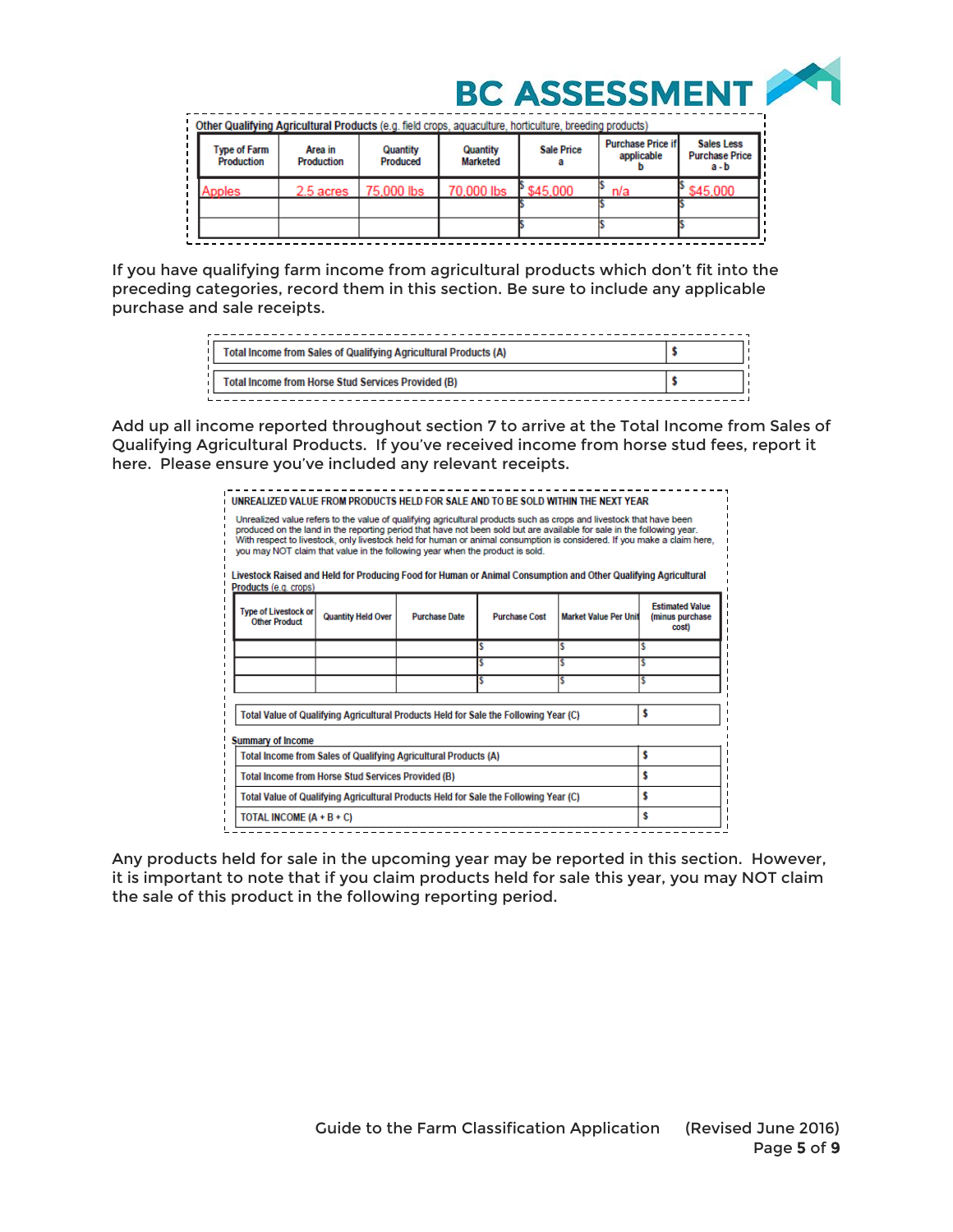**Other Qualifying Agricultural Products** (e.g. field crops, aquaculture, horticulture, breeding products)

| Type of Farm Production | Area in Production | Quantity Produced | Quantity Marketed | Sale Price a | Purchase Price if applicable b | Sales Less Purchase Price a - b |
|---|---|---|---|---|---|---|
| Apples | 2.5 acres | 75,000 lbs | 70,000 lbs | $ $45,000 | $ n/a | $ $45,000 |
| | | | | $ | $ | $ |
| | | | | $ | $ | $ |

If you have qualifying farm income from agricultural products which don't fit into the preceding categories, record them in this section. Be sure to include any applicable purchase and sale receipts.

| | |
|---|---|
| Total Income from Sales of Qualifying Agricultural Products (A) | $ |
| Total Income from Horse Stud Services Provided (B) | $ |

Add up all income reported throughout section 7 to arrive at the Total Income from Sales of Qualifying Agricultural Products. If you've received income from horse stud fees, report it here. Please ensure you've included any relevant receipts.

**UNREALIZED VALUE FROM PRODUCTS HELD FOR SALE AND TO BE SOLD WITHIN THE NEXT YEAR**

Unrealized value refers to the value of qualifying agricultural products such as crops and livestock that have been produced on the land in the reporting period that have not been sold but are available for sale in the following year. With respect to livestock, only livestock held for human or animal consumption is considered. If you make a claim here, you may NOT claim that value in the following year when the product is sold.

**Livestock Raised and Held for Producing Food for Human or Animal Consumption and Other Qualifying Agricultural Products** (e.g. crops)

| Type of Livestock or Other Product | Quantity Held Over | Purchase Date | Purchase Cost | Market Value Per Unit | Estimated Value (minus purchase cost) |
|---|---|---|---|---|---|
| | | | $ | $ | $ |
| | | | $ | $ | $ |
| | | | $ | $ | $ |

| | |
|---|---|
| Total Value of Qualifying Agricultural Products Held for Sale the Following Year (C) | $ |

**Summary of Income**

| | |
|---|---|
| Total Income from Sales of Qualifying Agricultural Products (A) | $ |
| Total Income from Horse Stud Services Provided (B) | $ |
| Total Value of Qualifying Agricultural Products Held for Sale the Following Year (C) | $ |
| TOTAL INCOME (A + B + C) | $ |

Any products held for sale in the upcoming year may be reported in this section. However, it is important to note that if you claim products held for sale this year, you may NOT claim the sale of this product in the following reporting period.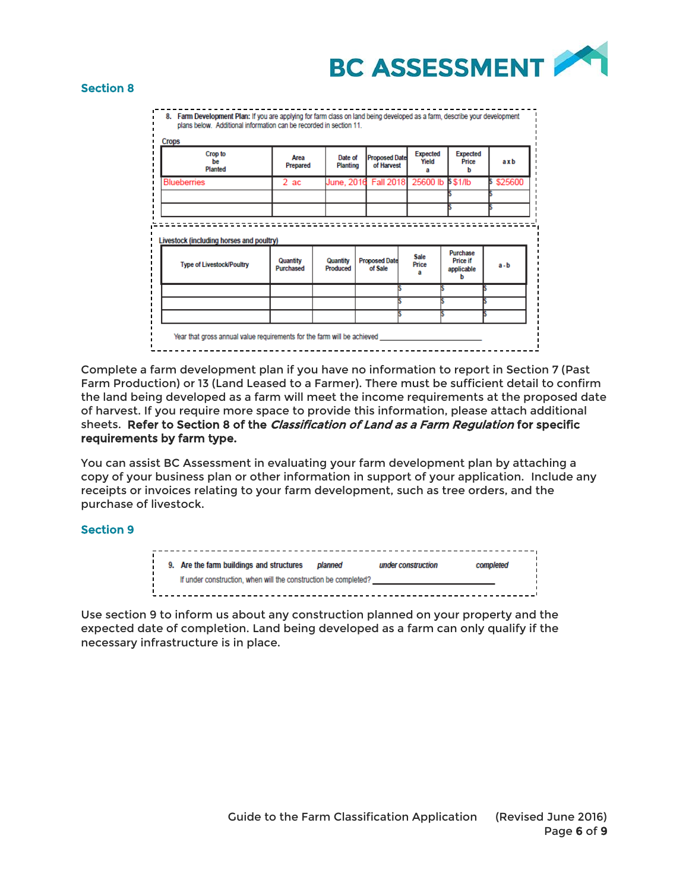## Section 8

8. **Farm Development Plan:** If you are applying for farm class on land being developed as a farm, describe your development plans below. Additional information can be recorded in section 11.

Crops

| Crop to be Planted | Area Prepared | Date of Planting | Proposed Date of Harvest | Expected Yield a | Expected Price b | a x b |
|---|---|---|---|---|---|---|
| Blueberries | 2 ac | June, 2016 | Fall 2018 | 25600 lb | $ $1/lb | $ $25600 |
| | | | | | $ | $ |
| | | | | | $ | $ |

Livestock (including horses and poultry)

| Type of Livestock/Poultry | Quantity Purchased | Quantity Produced | Proposed Date of Sale | Sale Price a | Purchase Price if applicable b | a - b |
|---|---|---|---|---|---|---|
| | | | | $ | $ | $ |
| | | | | $ | $ | $ |
| | | | | $ | $ | $ |

Year that gross annual value requirements for the farm will be achieved ____________________

Complete a farm development plan if you have no information to report in Section 7 (Past Farm Production) or 13 (Land Leased to a Farmer). There must be sufficient detail to confirm the land being developed as a farm will meet the income requirements at the proposed date of harvest. If you require more space to provide this information, please attach additional sheets. **Refer to Section 8 of the *Classification of Land as a Farm Regulation* for specific requirements by farm type.**

You can assist BC Assessment in evaluating your farm development plan by attaching a copy of your business plan or other information in support of your application. Include any receipts or invoices relating to your farm development, such as tree orders, and the purchase of livestock.

## Section 9

9. **Are the farm buildings and structures** *planned* *under construction* *completed*

If under construction, when will the construction be completed? ____________________

Use section 9 to inform us about any construction planned on your property and the expected date of completion. Land being developed as a farm can only qualify if the necessary infrastructure is in place.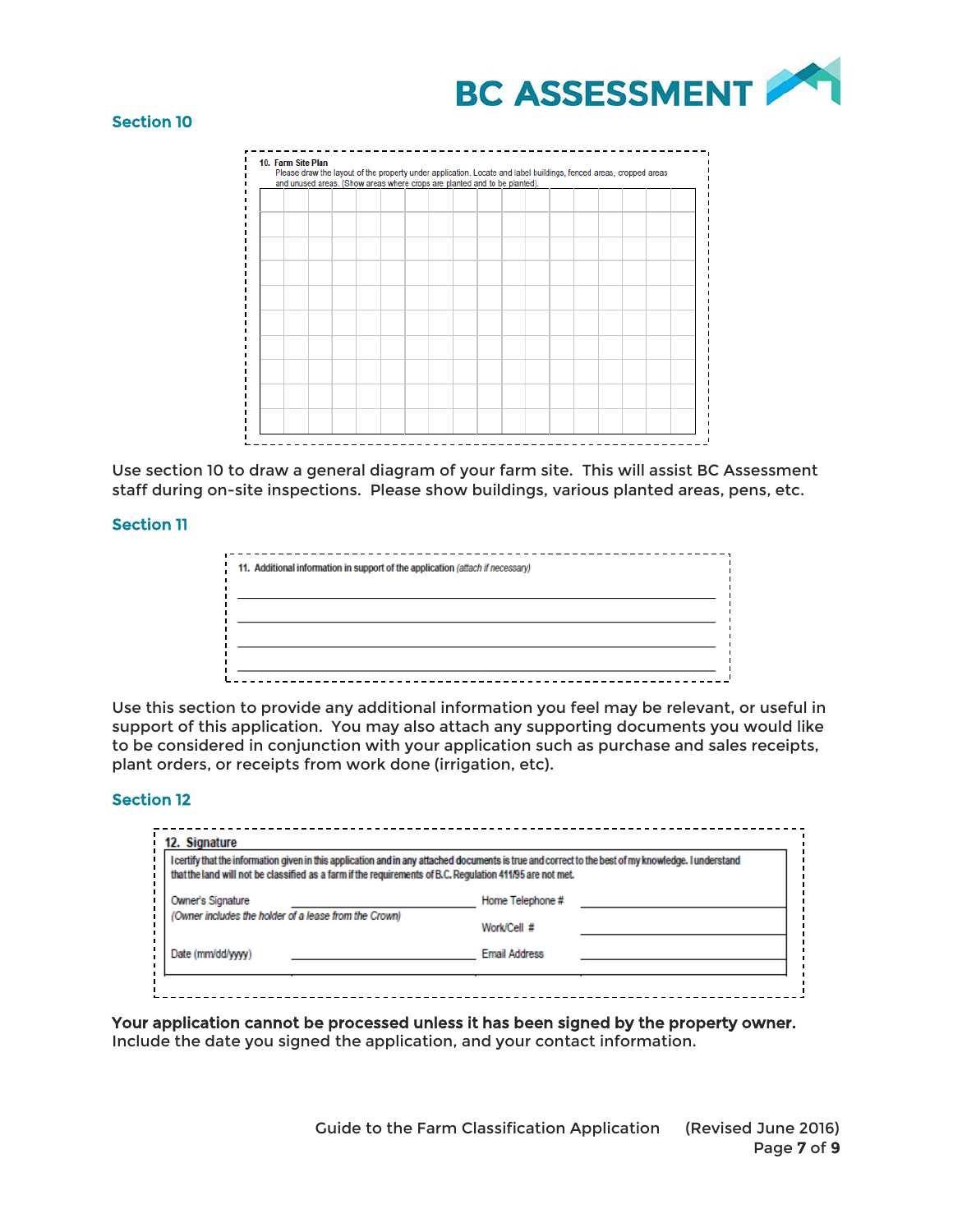## Section 10

**10. Farm Site Plan**
Please draw the layout of the property under application. Locate and label buildings, fenced areas, cropped areas and unused areas. (Show areas where crops are planted and to be planted).

Use section 10 to draw a general diagram of your farm site. This will assist BC Assessment staff during on-site inspections. Please show buildings, various planted areas, pens, etc.

## Section 11

**11. Additional information in support of the application** *(attach if necessary)*

\_\_\_\_\_\_\_\_\_\_\_\_\_\_\_\_\_\_\_\_\_\_\_\_\_\_\_\_\_\_\_\_\_\_\_\_\_\_\_\_\_\_\_\_

\_\_\_\_\_\_\_\_\_\_\_\_\_\_\_\_\_\_\_\_\_\_\_\_\_\_\_\_\_\_\_\_\_\_\_\_\_\_\_\_\_\_\_\_

\_\_\_\_\_\_\_\_\_\_\_\_\_\_\_\_\_\_\_\_\_\_\_\_\_\_\_\_\_\_\_\_\_\_\_\_\_\_\_\_\_\_\_\_

\_\_\_\_\_\_\_\_\_\_\_\_\_\_\_\_\_\_\_\_\_\_\_\_\_\_\_\_\_\_\_\_\_\_\_\_\_\_\_\_\_\_\_\_

Use this section to provide any additional information you feel may be relevant, or useful in support of this application. You may also attach any supporting documents you would like to be considered in conjunction with your application such as purchase and sales receipts, plant orders, or receipts from work done (irrigation, etc).

## Section 12

**12. Signature**

I certify that the information given in this application and in any attached documents is true and correct to the best of my knowledge. I understand that the land will not be classified as a farm if the requirements of B.C. Regulation 411/95 are not met.

| | | | |
|---|---|---|---|
| Owner's Signature *(Owner includes the holder of a lease from the Crown)* | | Home Telephone # | |
| | | Work/Cell # | |
| Date (mm/dd/yyyy) | | Email Address | |

**Your application cannot be processed unless it has been signed by the property owner.** Include the date you signed the application, and your contact information.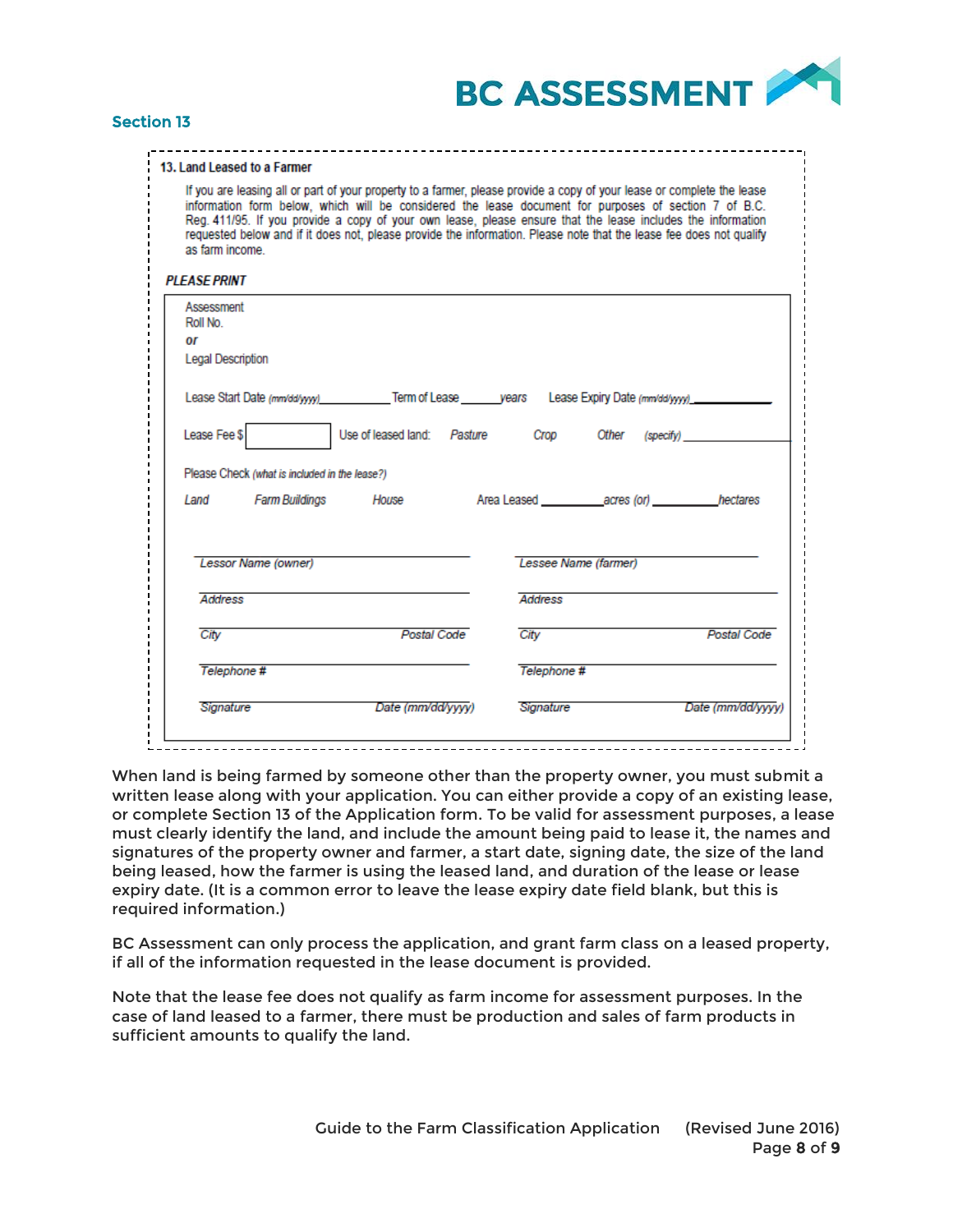## Section 13

### 13. Land Leased to a Farmer

If you are leasing all or part of your property to a farmer, please provide a copy of your lease or complete the lease information form below, which will be considered the lease document for purposes of section 7 of B.C. Reg. 411/95. If you provide a copy of your own lease, please ensure that the lease includes the information requested below and if it does not, please provide the information. Please note that the lease fee does not qualify as farm income.

***PLEASE PRINT***

Assessment Roll No.
*or*
Legal Description

Lease Start Date *(mm/dd/yyyy)*__________ Term of Lease _____ *years* Lease Expiry Date *(mm/dd/yyyy)*__________

Lease Fee $ [ ] Use of leased land: *Pasture* *Crop* *Other* *(specify)* __________

Please Check *(what is included in the lease?)*

*Land* *Farm Buildings* *House* Area Leased ________ *acres (or)* ________ *hectares*

| | |
|---|---|
| *Lessor Name (owner)* | *Lessee Name (farmer)* |
| *Address* | *Address* |
| *City* *Postal Code* | *City* *Postal Code* |
| *Telephone #* | *Telephone #* |
| *Signature* *Date (mm/dd/yyyy)* | *Signature* *Date (mm/dd/yyyy)* |

When land is being farmed by someone other than the property owner, you must submit a written lease along with your application. You can either provide a copy of an existing lease, or complete Section 13 of the Application form. To be valid for assessment purposes, a lease must clearly identify the land, and include the amount being paid to lease it, the names and signatures of the property owner and farmer, a start date, signing date, the size of the land being leased, how the farmer is using the leased land, and duration of the lease or lease expiry date. (It is a common error to leave the lease expiry date field blank, but this is required information.)

BC Assessment can only process the application, and grant farm class on a leased property, if all of the information requested in the lease document is provided.

Note that the lease fee does not qualify as farm income for assessment purposes. In the case of land leased to a farmer, there must be production and sales of farm products in sufficient amounts to qualify the land.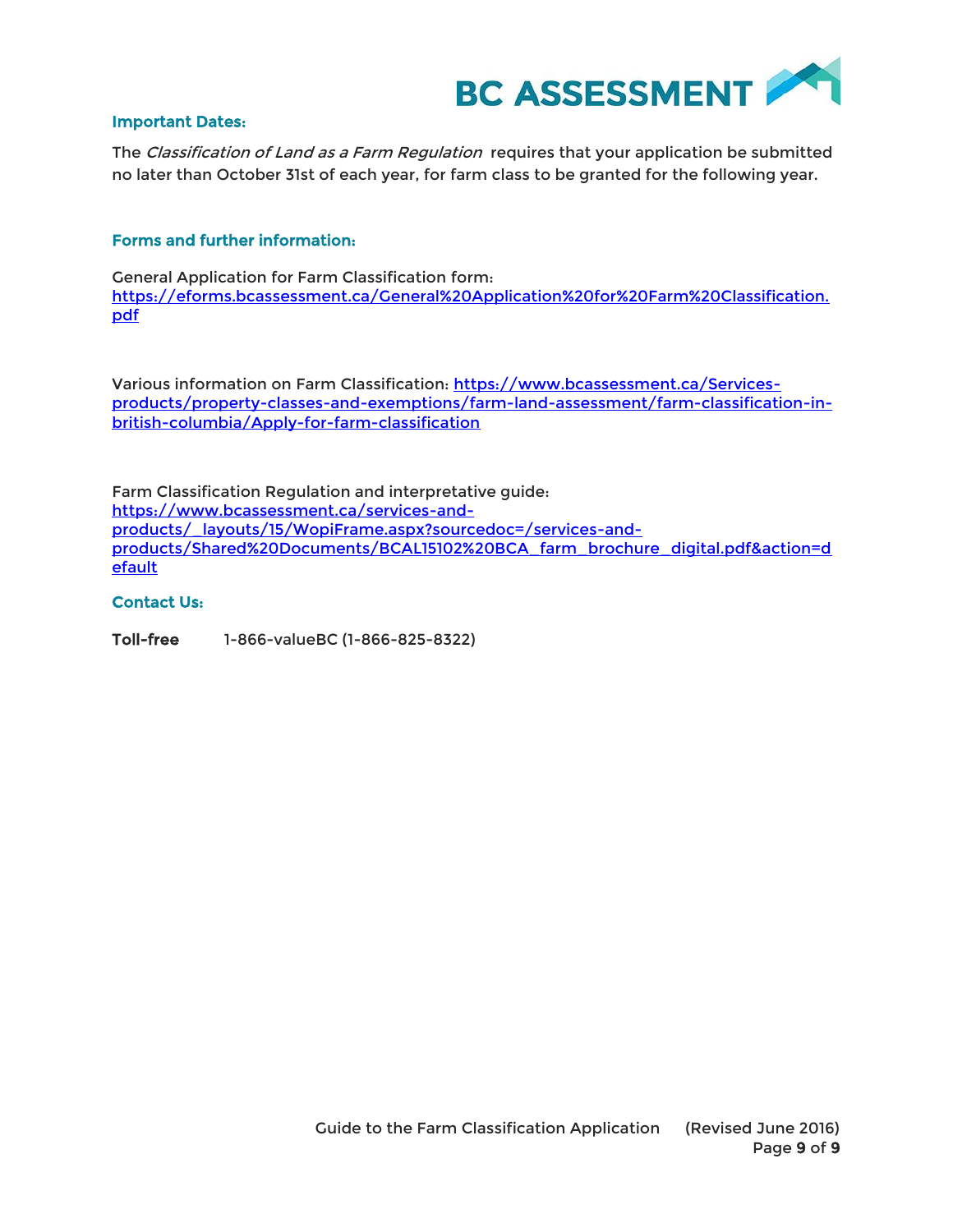## Important Dates:

The *Classification of Land as a Farm Regulation* requires that your application be submitted no later than October 31st of each year, for farm class to be granted for the following year.

## Forms and further information:

General Application for Farm Classification form:
https://eforms.bcassessment.ca/General%20Application%20for%20Farm%20Classification.pdf

Various information on Farm Classification: https://www.bcassessment.ca/Services-products/property-classes-and-exemptions/farm-land-assessment/farm-classification-in-british-columbia/Apply-for-farm-classification

Farm Classification Regulation and interpretative guide:
https://www.bcassessment.ca/services-and-products/_layouts/15/WopiFrame.aspx?sourcedoc=/services-and-products/Shared%20Documents/BCAL15102%20BCA_farm_brochure_digital.pdf&action=default

## Contact Us:

**Toll-free** 1-866-valueBC (1-866-825-8322)